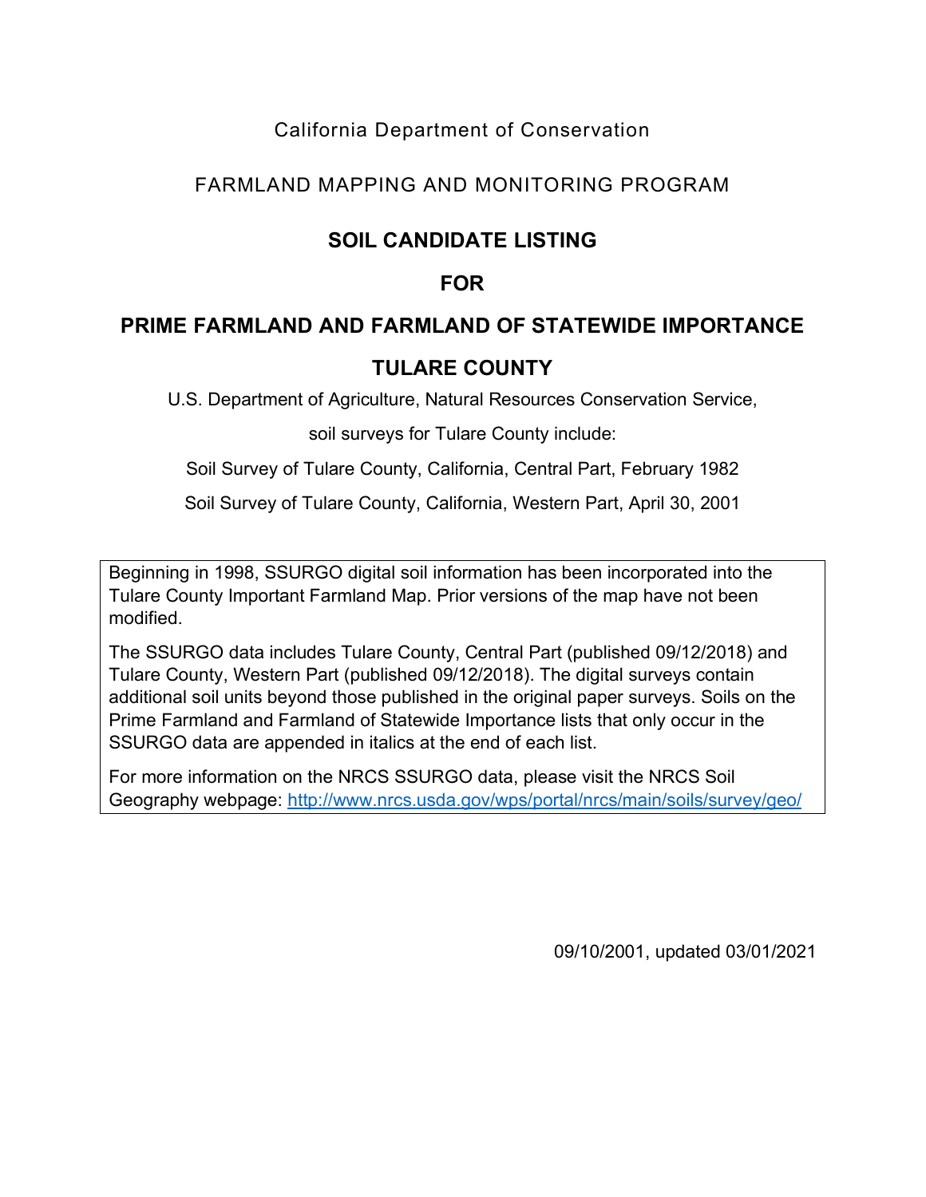California Department of Conservation

FARMLAND MAPPING AND MONITORING PROGRAM

# SOIL CANDIDATE LISTING

# FOR

# PRIME FARMLAND AND FARMLAND OF STATEWIDE IMPORTANCE

# TULARE COUNTY

U.S. Department of Agriculture, Natural Resources Conservation Service,

soil surveys for Tulare County include:

Soil Survey of Tulare County, California, Central Part, February 1982

Soil Survey of Tulare County, California, Western Part, April 30, 2001

Beginning in 1998, SSURGO digital soil information has been incorporated into the Tulare County Important Farmland Map. Prior versions of the map have not been modified.

The SSURGO data includes Tulare County, Central Part (published 09/12/2018) and Tulare County, Western Part (published 09/12/2018). The digital surveys contain additional soil units beyond those published in the original paper surveys. Soils on the Prime Farmland and Farmland of Statewide Importance lists that only occur in the SSURGO data are appended in italics at the end of each list.

For more information on the NRCS SSURGO data, please visit the NRCS Soil Geography webpage: [http://www.nrcs.usda.gov/wps/portal/nrcs/main/soils/survey/geo/](http://www.nrcs.usda.gov/wps/portal/nrcs/main/soils/survey/geo/)

09/10/2001, updated 03/01/2021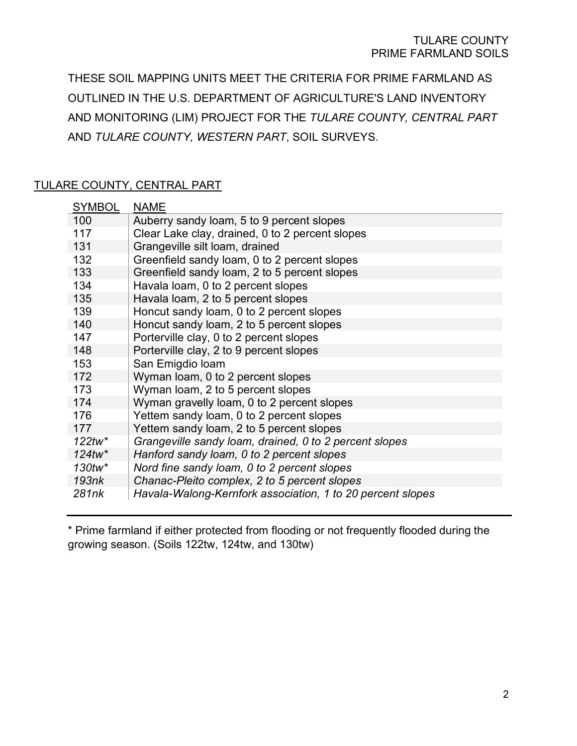THESE SOIL MAPPING UNITS MEET THE CRITERIA FOR PRIME FARMLAND AS OUTLINED IN THE U.S. DEPARTMENT OF AGRICULTURE'S LAND INVENTORY AND MONITORING (LIM) PROJECT FOR THE *TULARE COUNTY, CENTRAL PART* AND *TULARE COUNTY, WESTERN PART*, SOIL SURVEYS.

## TULARE COUNTY, CENTRAL PART

| SYMBOL | NAME |
|---|---|
| 100 | Auberry sandy loam, 5 to 9 percent slopes |
| 117 | Clear Lake clay, drained, 0 to 2 percent slopes |
| 131 | Grangeville silt loam, drained |
| 132 | Greenfield sandy loam, 0 to 2 percent slopes |
| 133 | Greenfield sandy loam, 2 to 5 percent slopes |
| 134 | Havala loam, 0 to 2 percent slopes |
| 135 | Havala loam, 2 to 5 percent slopes |
| 139 | Honcut sandy loam, 0 to 2 percent slopes |
| 140 | Honcut sandy loam, 2 to 5 percent slopes |
| 147 | Porterville clay, 0 to 2 percent slopes |
| 148 | Porterville clay, 2 to 9 percent slopes |
| 153 | San Emigdio loam |
| 172 | Wyman loam, 0 to 2 percent slopes |
| 173 | Wyman loam, 2 to 5 percent slopes |
| 174 | Wyman gravelly loam, 0 to 2 percent slopes |
| 176 | Yettem sandy loam, 0 to 2 percent slopes |
| 177 | Yettem sandy loam, 2 to 5 percent slopes |
| *122tw** | *Grangeville sandy loam, drained, 0 to 2 percent slopes* |
| *124tw** | *Hanford sandy loam, 0 to 2 percent slopes* |
| *130tw** | *Nord fine sandy loam, 0 to 2 percent slopes* |
| *193nk* | *Chanac-Pleito complex, 2 to 5 percent slopes* |
| *281nk* | *Havala-Walong-Kernfork association, 1 to 20 percent slopes* |

* Prime farmland if either protected from flooding or not frequently flooded during the growing season. (Soils 122tw, 124tw, and 130tw)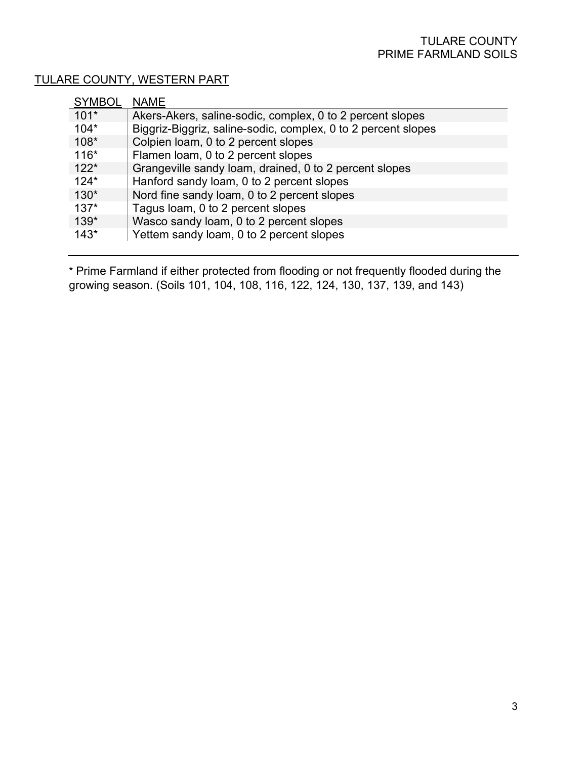TULARE COUNTY, WESTERN PART

| SYMBOL | NAME |
|---|---|
| 101* | Akers-Akers, saline-sodic, complex, 0 to 2 percent slopes |
| 104* | Biggriz-Biggriz, saline-sodic, complex, 0 to 2 percent slopes |
| 108* | Colpien loam, 0 to 2 percent slopes |
| 116* | Flamen loam, 0 to 2 percent slopes |
| 122* | Grangeville sandy loam, drained, 0 to 2 percent slopes |
| 124* | Hanford sandy loam, 0 to 2 percent slopes |
| 130* | Nord fine sandy loam, 0 to 2 percent slopes |
| 137* | Tagus loam, 0 to 2 percent slopes |
| 139* | Wasco sandy loam, 0 to 2 percent slopes |
| 143* | Yettem sandy loam, 0 to 2 percent slopes |

* Prime Farmland if either protected from flooding or not frequently flooded during the growing season. (Soils 101, 104, 108, 116, 122, 124, 130, 137, 139, and 143)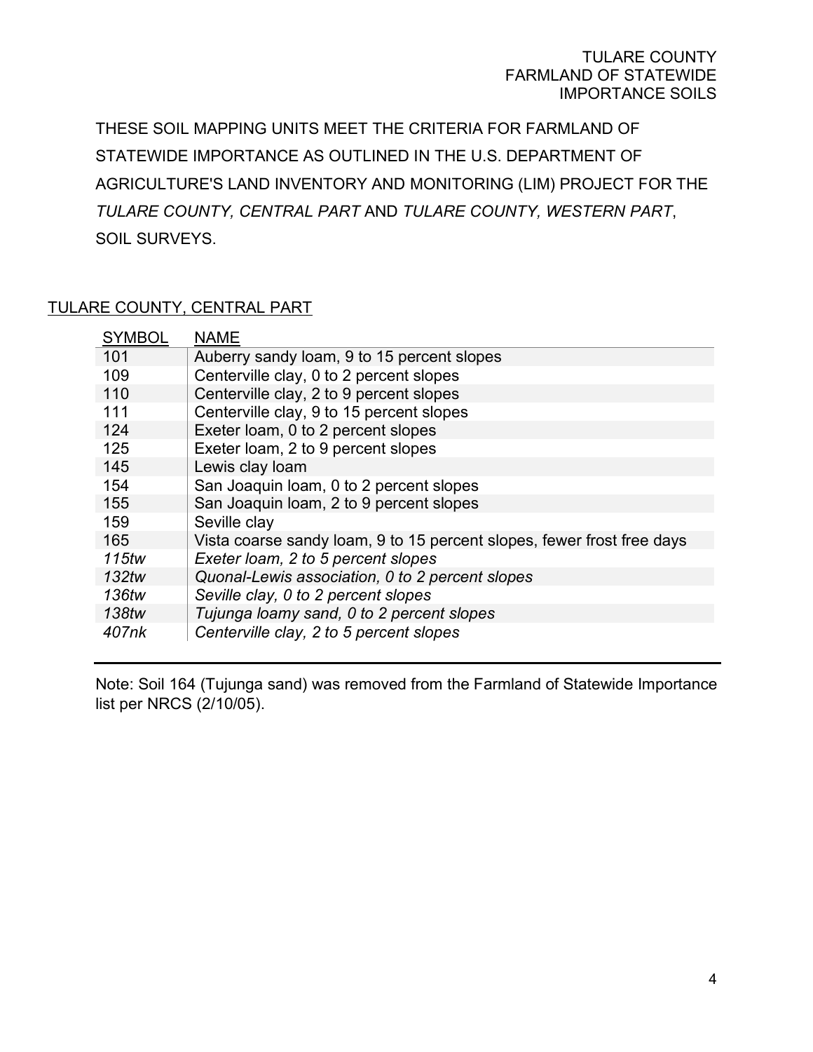THESE SOIL MAPPING UNITS MEET THE CRITERIA FOR FARMLAND OF STATEWIDE IMPORTANCE AS OUTLINED IN THE U.S. DEPARTMENT OF AGRICULTURE'S LAND INVENTORY AND MONITORING (LIM) PROJECT FOR THE *TULARE COUNTY, CENTRAL PART* AND *TULARE COUNTY, WESTERN PART*, SOIL SURVEYS.

## TULARE COUNTY, CENTRAL PART

| SYMBOL | NAME |
|---|---|
| 101 | Auberry sandy loam, 9 to 15 percent slopes |
| 109 | Centerville clay, 0 to 2 percent slopes |
| 110 | Centerville clay, 2 to 9 percent slopes |
| 111 | Centerville clay, 9 to 15 percent slopes |
| 124 | Exeter loam, 0 to 2 percent slopes |
| 125 | Exeter loam, 2 to 9 percent slopes |
| 145 | Lewis clay loam |
| 154 | San Joaquin loam, 0 to 2 percent slopes |
| 155 | San Joaquin loam, 2 to 9 percent slopes |
| 159 | Seville clay |
| 165 | Vista coarse sandy loam, 9 to 15 percent slopes, fewer frost free days |
| *115tw* | *Exeter loam, 2 to 5 percent slopes* |
| *132tw* | *Quonal-Lewis association, 0 to 2 percent slopes* |
| *136tw* | *Seville clay, 0 to 2 percent slopes* |
| *138tw* | *Tujunga loamy sand, 0 to 2 percent slopes* |
| *407nk* | *Centerville clay, 2 to 5 percent slopes* |

Note: Soil 164 (Tujunga sand) was removed from the Farmland of Statewide Importance list per NRCS (2/10/05).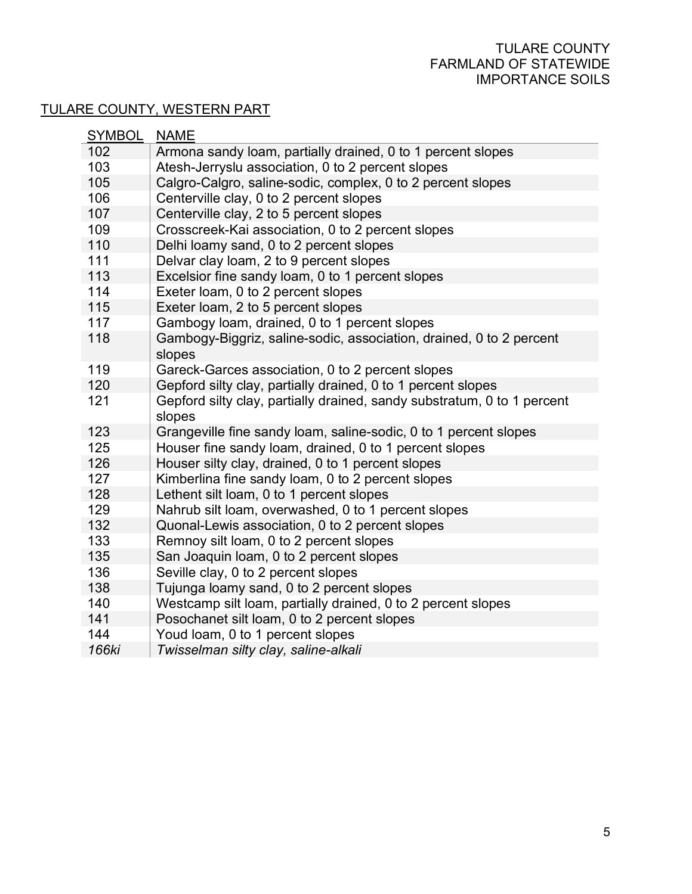TULARE COUNTY
FARMLAND OF STATEWIDE
IMPORTANCE SOILS

TULARE COUNTY, WESTERN PART

| SYMBOL | NAME |
|---|---|
| 102 | Armona sandy loam, partially drained, 0 to 1 percent slopes |
| 103 | Atesh-Jerryslu association, 0 to 2 percent slopes |
| 105 | Calgro-Calgro, saline-sodic, complex, 0 to 2 percent slopes |
| 106 | Centerville clay, 0 to 2 percent slopes |
| 107 | Centerville clay, 2 to 5 percent slopes |
| 109 | Crosscreek-Kai association, 0 to 2 percent slopes |
| 110 | Delhi loamy sand, 0 to 2 percent slopes |
| 111 | Delvar clay loam, 2 to 9 percent slopes |
| 113 | Excelsior fine sandy loam, 0 to 1 percent slopes |
| 114 | Exeter loam, 0 to 2 percent slopes |
| 115 | Exeter loam, 2 to 5 percent slopes |
| 117 | Gambogy loam, drained, 0 to 1 percent slopes |
| 118 | Gambogy-Biggriz, saline-sodic, association, drained, 0 to 2 percent slopes |
| 119 | Gareck-Garces association, 0 to 2 percent slopes |
| 120 | Gepford silty clay, partially drained, 0 to 1 percent slopes |
| 121 | Gepford silty clay, partially drained, sandy substratum, 0 to 1 percent slopes |
| 123 | Grangeville fine sandy loam, saline-sodic, 0 to 1 percent slopes |
| 125 | Houser fine sandy loam, drained, 0 to 1 percent slopes |
| 126 | Houser silty clay, drained, 0 to 1 percent slopes |
| 127 | Kimberlina fine sandy loam, 0 to 2 percent slopes |
| 128 | Lethent silt loam, 0 to 1 percent slopes |
| 129 | Nahrub silt loam, overwashed, 0 to 1 percent slopes |
| 132 | Quonal-Lewis association, 0 to 2 percent slopes |
| 133 | Remnoy silt loam, 0 to 2 percent slopes |
| 135 | San Joaquin loam, 0 to 2 percent slopes |
| 136 | Seville clay, 0 to 2 percent slopes |
| 138 | Tujunga loamy sand, 0 to 2 percent slopes |
| 140 | Westcamp silt loam, partially drained, 0 to 2 percent slopes |
| 141 | Posochanet silt loam, 0 to 2 percent slopes |
| 144 | Youd loam, 0 to 1 percent slopes |
| *166ki* | *Twisselman silty clay, saline-alkali* |